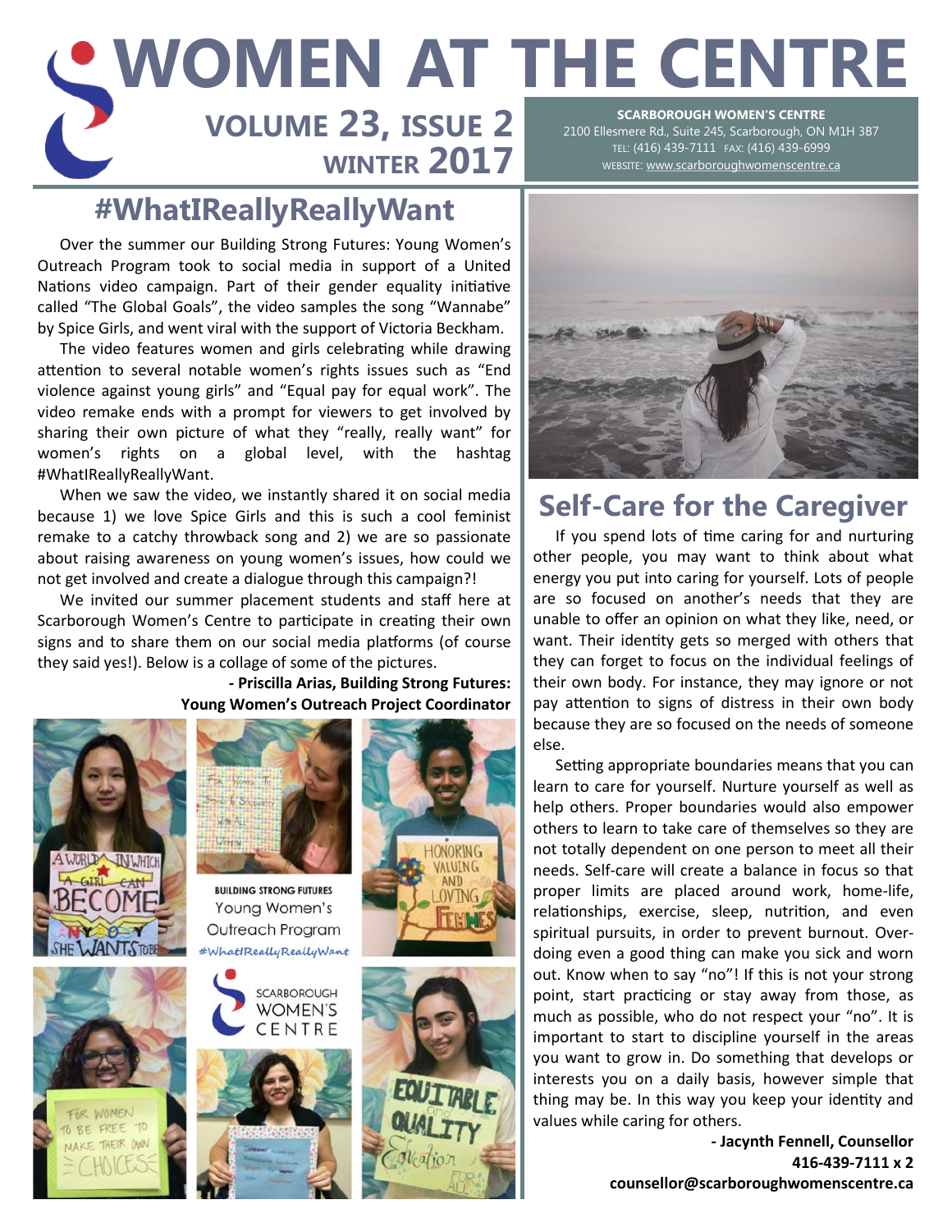# WOMEN AT THE CENTRE

**VOLUME 23, ISSUE 2**
**WINTER 2017**

**SCARBOROUGH WOMEN'S CENTRE**
2100 Ellesmere Rd., Suite 245, Scarborough, ON M1H 3B7
TEL: (416) 439-7111 FAX: (416) 439-6999
WEBSITE: www.scarboroughwomenscentre.ca

## #WhatIReallyReallyWant

Over the summer our Building Strong Futures: Young Women's Outreach Program took to social media in support of a United Nations video campaign. Part of their gender equality initiative called "The Global Goals", the video samples the song "Wannabe" by Spice Girls, and went viral with the support of Victoria Beckham.

The video features women and girls celebrating while drawing attention to several notable women's rights issues such as "End violence against young girls" and "Equal pay for equal work". The video remake ends with a prompt for viewers to get involved by sharing their own picture of what they "really, really want" for women's rights on a global level, with the hashtag #WhatIReallyReallyWant.

When we saw the video, we instantly shared it on social media because 1) we love Spice Girls and this is such a cool feminist remake to a catchy throwback song and 2) we are so passionate about raising awareness on young women's issues, how could we not get involved and create a dialogue through this campaign?!

We invited our summer placement students and staff here at Scarborough Women's Centre to participate in creating their own signs and to share them on our social media platforms (of course they said yes!). Below is a collage of some of the pictures.

**- Priscilla Arias, Building Strong Futures: Young Women's Outreach Project Coordinator**

BUILDING STRONG FUTURES
Young Women's Outreach Program
#WhatIReallyReallyWant

SCARBOROUGH WOMEN'S CENTRE

## Self-Care for the Caregiver

If you spend lots of time caring for and nurturing other people, you may want to think about what energy you put into caring for yourself. Lots of people are so focused on another's needs that they are unable to offer an opinion on what they like, need, or want. Their identity gets so merged with others that they can forget to focus on the individual feelings of their own body. For instance, they may ignore or not pay attention to signs of distress in their own body because they are so focused on the needs of someone else.

Setting appropriate boundaries means that you can learn to care for yourself. Nurture yourself as well as help others. Proper boundaries would also empower others to learn to take care of themselves so they are not totally dependent on one person to meet all their needs. Self-care will create a balance in focus so that proper limits are placed around work, home-life, relationships, exercise, sleep, nutrition, and even spiritual pursuits, in order to prevent burnout. Over-doing even a good thing can make you sick and worn out. Know when to say "no"! If this is not your strong point, start practicing or stay away from those, as much as possible, who do not respect your "no". It is important to start to discipline yourself in the areas you want to grow in. Do something that develops or interests you on a daily basis, however simple that thing may be. In this way you keep your identity and values while caring for others.

**- Jacynth Fennell, Counsellor**
**416-439-7111 x 2**
**counsellor@scarboroughwomenscentre.ca**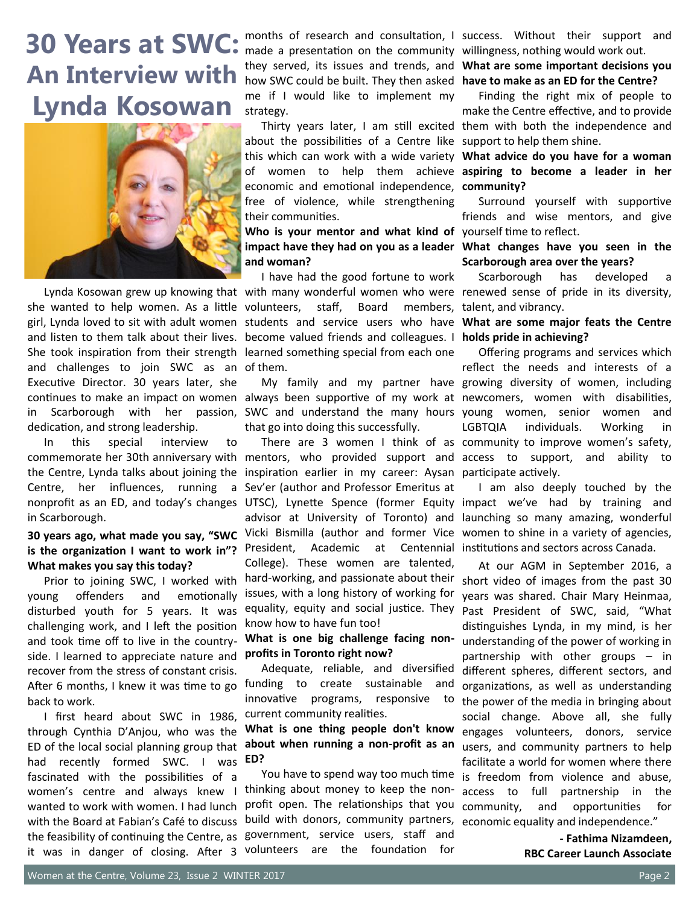# 30 Years at SWC: An Interview with Lynda Kosowan

Lynda Kosowan grew up knowing that she wanted to help women. As a little girl, Lynda loved to sit with adult women and listen to them talk about their lives. She took inspiration from their strength and challenges to join SWC as an Executive Director. 30 years later, she continues to make an impact on women in Scarborough with her passion, dedication, and strong leadership.

In this special interview to commemorate her 30th anniversary with the Centre, Lynda talks about joining the Centre, her influences, running a nonprofit as an ED, and today's changes in Scarborough.

**30 years ago, what made you say, "SWC is the organization I want to work in"? What makes you say this today?**

Prior to joining SWC, I worked with young offenders and emotionally disturbed youth for 5 years. It was challenging work, and I left the position and took time off to live in the country-side. I learned to appreciate nature and recover from the stress of constant crisis. After 6 months, I knew it was time to go back to work.

I first heard about SWC in 1986, through Cynthia D'Anjou, who was the ED of the local social planning group that had recently formed SWC. I was fascinated with the possibilities of a women's centre and always knew I wanted to work with women. I had lunch with the Board at Fabian's Café to discuss the feasibility of continuing the Centre, as it was in danger of closing. After 3 months of research and consultation, I made a presentation on the community they served, its issues and trends, and how SWC could be built. They then asked me if I would like to implement my strategy.

Thirty years later, I am still excited about the possibilities of a Centre like this which can work with a wide variety of women to help them achieve economic and emotional independence, free of violence, while strengthening their communities.

**Who is your mentor and what kind of impact have they had on you as a leader and woman?**

I have had the good fortune to work with many wonderful women who were volunteers, staff, Board members, students and service users who have become valued friends and colleagues. I learned something special from each one of them.

My family and my partner have always been supportive of my work at SWC and understand the many hours that go into doing this successfully.

There are 3 women I think of as mentors, who provided support and inspiration earlier in my career: Aysan Sev'er (author and Professor Emeritus at UTSC), Lynette Spence (former Equity advisor at University of Toronto) and Vicki Bismilla (author and former Vice President, Academic at Centennial College). These women are talented, hard-working, and passionate about their issues, with a long history of working for equality, equity and social justice. They know how to have fun too!

**What is one big challenge facing non-profits in Toronto right now?**

Adequate, reliable, and diversified funding to create sustainable and innovative programs, responsive to current community realities.

**What is one thing people don't know about when running a non-profit as an ED?**

You have to spend way too much time thinking about money to keep the non-profit open. The relationships that you build with donors, community partners, government, service users, staff and volunteers are the foundation for success. Without their support and willingness, nothing would work out.

**What are some important decisions you have to make as an ED for the Centre?**

Finding the right mix of people to make the Centre effective, and to provide them with both the independence and support to help them shine.

**What advice do you have for a woman aspiring to become a leader in her community?**

Surround yourself with supportive friends and wise mentors, and give yourself time to reflect.

**What changes have you seen in the Scarborough area over the years?**

Scarborough has developed a renewed sense of pride in its diversity, talent, and vibrancy.

**What are some major feats the Centre holds pride in achieving?**

Offering programs and services which reflect the needs and interests of a growing diversity of women, including newcomers, women with disabilities, young women, senior women and LGBTQIA individuals. Working in community to improve women's safety, access to support, and ability to participate actively.

I am also deeply touched by the impact we've had by training and launching so many amazing, wonderful women to shine in a variety of agencies, institutions and sectors across Canada.

At our AGM in September 2016, a short video of images from the past 30 years was shared. Chair Mary Heinmaa, Past President of SWC, said, "What distinguishes Lynda, in my mind, is her understanding of the power of working in partnership with other groups – in different spheres, different sectors, and organizations, as well as understanding the power of the media in bringing about social change. Above all, she fully engages volunteers, donors, service users, and community partners to help facilitate a world for women where there is freedom from violence and abuse, access to full partnership in the community, and opportunities for economic equality and independence."

**- Fathima Nizamdeen, RBC Career Launch Associate**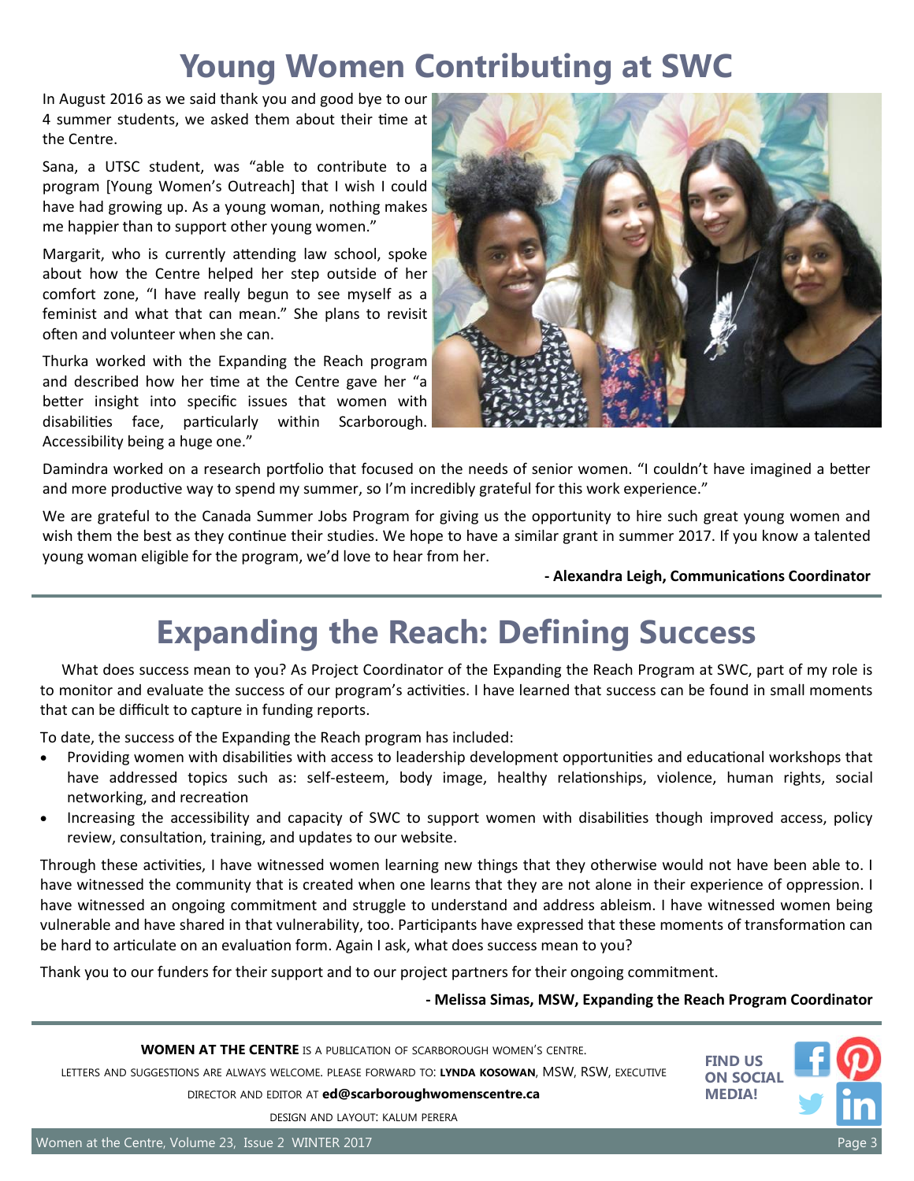# Young Women Contributing at SWC

In August 2016 as we said thank you and good bye to our 4 summer students, we asked them about their time at the Centre.

Sana, a UTSC student, was "able to contribute to a program [Young Women's Outreach] that I wish I could have had growing up. As a young woman, nothing makes me happier than to support other young women."

Margarit, who is currently attending law school, spoke about how the Centre helped her step outside of her comfort zone, "I have really begun to see myself as a feminist and what that can mean." She plans to revisit often and volunteer when she can.

Thurka worked with the Expanding the Reach program and described how her time at the Centre gave her "a better insight into specific issues that women with disabilities face, particularly within Scarborough. Accessibility being a huge one."

Damindra worked on a research portfolio that focused on the needs of senior women. "I couldn't have imagined a better and more productive way to spend my summer, so I'm incredibly grateful for this work experience."

We are grateful to the Canada Summer Jobs Program for giving us the opportunity to hire such great young women and wish them the best as they continue their studies. We hope to have a similar grant in summer 2017. If you know a talented young woman eligible for the program, we'd love to hear from her.

**- Alexandra Leigh, Communications Coordinator**

# Expanding the Reach: Defining Success

What does success mean to you? As Project Coordinator of the Expanding the Reach Program at SWC, part of my role is to monitor and evaluate the success of our program's activities. I have learned that success can be found in small moments that can be difficult to capture in funding reports.

To date, the success of the Expanding the Reach program has included:

- Providing women with disabilities with access to leadership development opportunities and educational workshops that have addressed topics such as: self-esteem, body image, healthy relationships, violence, human rights, social networking, and recreation
- Increasing the accessibility and capacity of SWC to support women with disabilities though improved access, policy review, consultation, training, and updates to our website.

Through these activities, I have witnessed women learning new things that they otherwise would not have been able to. I have witnessed the community that is created when one learns that they are not alone in their experience of oppression. I have witnessed an ongoing commitment and struggle to understand and address ableism. I have witnessed women being vulnerable and have shared in that vulnerability, too. Participants have expressed that these moments of transformation can be hard to articulate on an evaluation form. Again I ask, what does success mean to you?

Thank you to our funders for their support and to our project partners for their ongoing commitment.

**- Melissa Simas, MSW, Expanding the Reach Program Coordinator**

**WOMEN AT THE CENTRE** IS A PUBLICATION OF SCARBOROUGH WOMEN'S CENTRE.

LETTERS AND SUGGESTIONS ARE ALWAYS WELCOME. PLEASE FORWARD TO: **LYNDA KOSOWAN**, MSW, RSW, EXECUTIVE DIRECTOR AND EDITOR AT **ed@scarboroughwomenscentre.ca**

DESIGN AND LAYOUT: KALUM PERERA

**FIND US ON SOCIAL MEDIA!**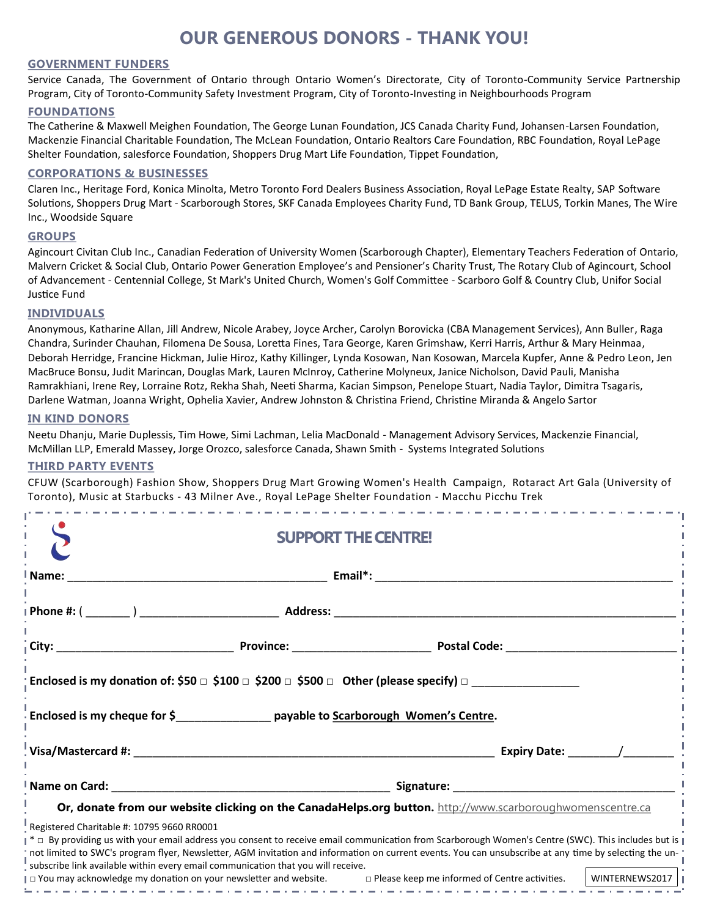# OUR GENEROUS DONORS - THANK YOU!

## GOVERNMENT FUNDERS

Service Canada, The Government of Ontario through Ontario Women's Directorate, City of Toronto-Community Service Partnership Program, City of Toronto-Community Safety Investment Program, City of Toronto-Investing in Neighbourhoods Program

## FOUNDATIONS

The Catherine & Maxwell Meighen Foundation, The George Lunan Foundation, JCS Canada Charity Fund, Johansen-Larsen Foundation, Mackenzie Financial Charitable Foundation, The McLean Foundation, Ontario Realtors Care Foundation, RBC Foundation, Royal LePage Shelter Foundation, salesforce Foundation, Shoppers Drug Mart Life Foundation, Tippet Foundation,

## CORPORATIONS & BUSINESSES

Claren Inc., Heritage Ford, Konica Minolta, Metro Toronto Ford Dealers Business Association, Royal LePage Estate Realty, SAP Software Solutions, Shoppers Drug Mart - Scarborough Stores, SKF Canada Employees Charity Fund, TD Bank Group, TELUS, Torkin Manes, The Wire Inc., Woodside Square

## GROUPS

Agincourt Civitan Club Inc., Canadian Federation of University Women (Scarborough Chapter), Elementary Teachers Federation of Ontario, Malvern Cricket & Social Club, Ontario Power Generation Employee's and Pensioner's Charity Trust, The Rotary Club of Agincourt, School of Advancement - Centennial College, St Mark's United Church, Women's Golf Committee - Scarboro Golf & Country Club, Unifor Social Justice Fund

## INDIVIDUALS

Anonymous, Katharine Allan, Jill Andrew, Nicole Arabey, Joyce Archer, Carolyn Borovicka (CBA Management Services), Ann Buller, Raga Chandra, Surinder Chauhan, Filomena De Sousa, Loretta Fines, Tara George, Karen Grimshaw, Kerri Harris, Arthur & Mary Heinmaa, Deborah Herridge, Francine Hickman, Julie Hiroz, Kathy Killinger, Lynda Kosowan, Nan Kosowan, Marcela Kupfer, Anne & Pedro Leon, Jen MacBruce Bonsu, Judit Marincan, Douglas Mark, Lauren McInroy, Catherine Molyneux, Janice Nicholson, David Pauli, Manisha Ramrakhiani, Irene Rey, Lorraine Rotz, Rekha Shah, Neeti Sharma, Kacian Simpson, Penelope Stuart, Nadia Taylor, Dimitra Tsagaris, Darlene Watman, Joanna Wright, Ophelia Xavier, Andrew Johnston & Christina Friend, Christine Miranda & Angelo Sartor

## IN KIND DONORS

Neetu Dhanju, Marie Duplessis, Tim Howe, Simi Lachman, Lelia MacDonald - Management Advisory Services, Mackenzie Financial, McMillan LLP, Emerald Massey, Jorge Orozco, salesforce Canada, Shawn Smith - Systems Integrated Solutions

## THIRD PARTY EVENTS

CFUW (Scarborough) Fashion Show, Shoppers Drug Mart Growing Women's Health Campaign, Rotaract Art Gala (University of Toronto), Music at Starbucks - 43 Milner Ave., Royal LePage Shelter Foundation - Macchu Picchu Trek

---

## SUPPORT THE CENTRE!

**Name:** ______________________ **Email\*:** ______________________

**Phone #:** ( _______ ) ____________________ **Address:** ______________________

**City:** ____________________ **Province:** ____________________ **Postal Code:** ____________________

**Enclosed is my donation of: $50 □ $100 □ $200 □ $500 □ Other (please specify) □** ________________

**Enclosed is my cheque for $**______________ **payable to Scarborough Women's Centre.**

**Visa/Mastercard #:** ______________________________ **Expiry Date:** _______/_______

**Name on Card:** ______________________ **Signature:** ______________________

**Or, donate from our website clicking on the CanadaHelps.org button.** http://www.scarboroughwomenscentre.ca

Registered Charitable #: 10795 9660 RR0001

\* □ By providing us with your email address you consent to receive email communication from Scarborough Women's Centre (SWC). This includes but is not limited to SWC's program flyer, Newsletter, AGM invitation and information on current events. You can unsubscribe at any time by selecting the unsubscribe link available within every email communication that you will receive.

□ You may acknowledge my donation on your newsletter and website. □ Please keep me informed of Centre activities.

WINTERNEWS2017